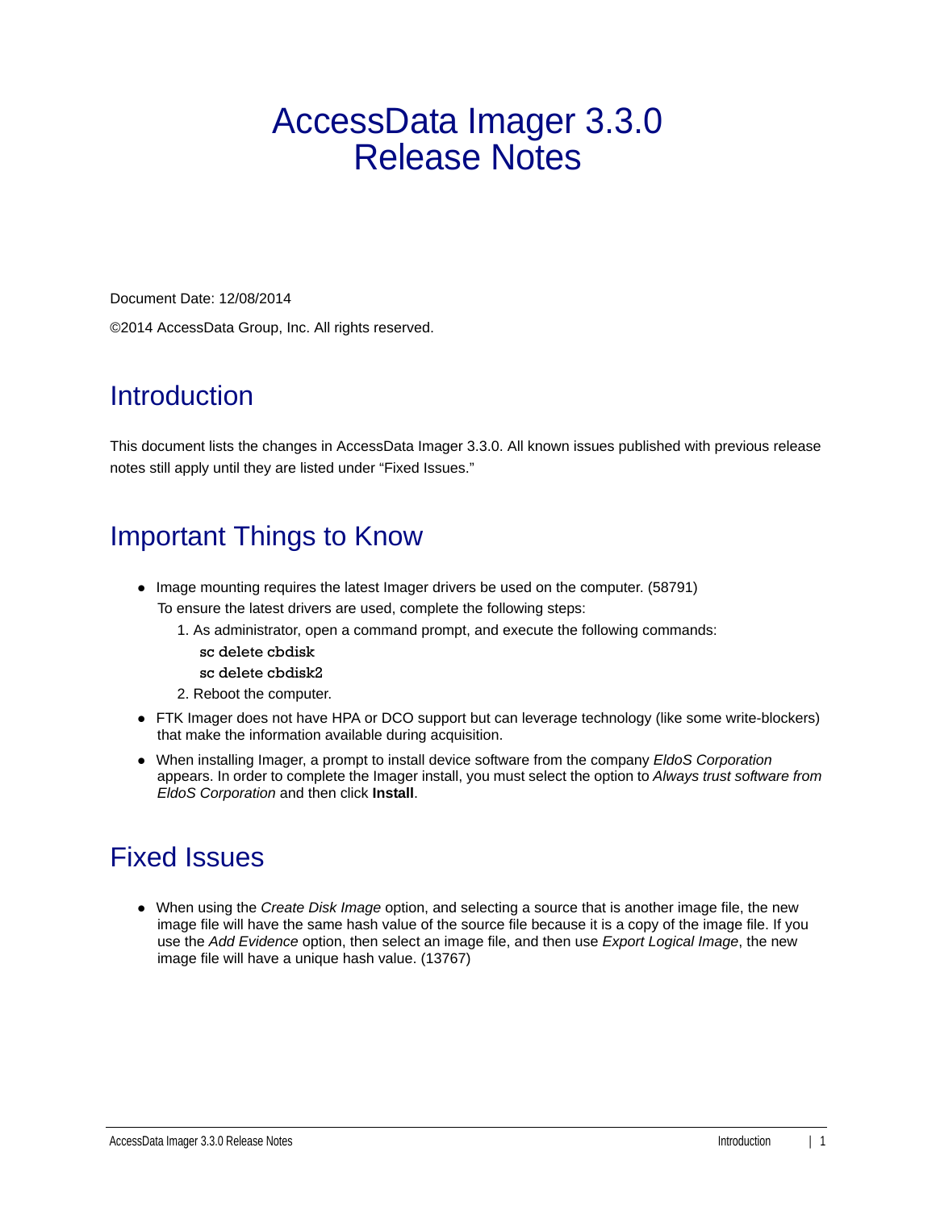# AccessData Imager 3.3.0 Release Notes

Document Date: 12/08/2014

©2014 AccessData Group, Inc. All rights reserved.

## Introduction

This document lists the changes in AccessData Imager 3.3.0. All known issues published with previous release notes still apply until they are listed under "Fixed Issues."

## Important Things to Know

- Image mounting requires the latest Imager drivers be used on the computer. (58791)

  To ensure the latest drivers are used, complete the following steps:

  1. As administrator, open a command prompt, and execute the following commands:

     sc delete cbdisk

     sc delete cbdisk2

  2. Reboot the computer.

- FTK Imager does not have HPA or DCO support but can leverage technology (like some write-blockers) that make the information available during acquisition.
- When installing Imager, a prompt to install device software from the company *EldoS Corporation* appears. In order to complete the Imager install, you must select the option to *Always trust software from EldoS Corporation* and then click **Install**.

## Fixed Issues

- When using the *Create Disk Image* option, and selecting a source that is another image file, the new image file will have the same hash value of the source file because it is a copy of the image file. If you use the *Add Evidence* option, then select an image file, and then use *Export Logical Image*, the new image file will have a unique hash value. (13767)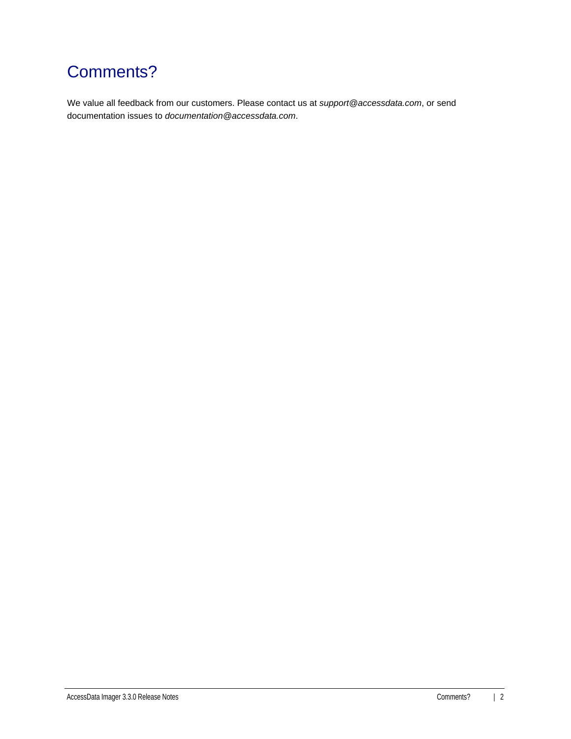# Comments?

We value all feedback from our customers. Please contact us at *support@accessdata.com*, or send documentation issues to *documentation@accessdata.com*.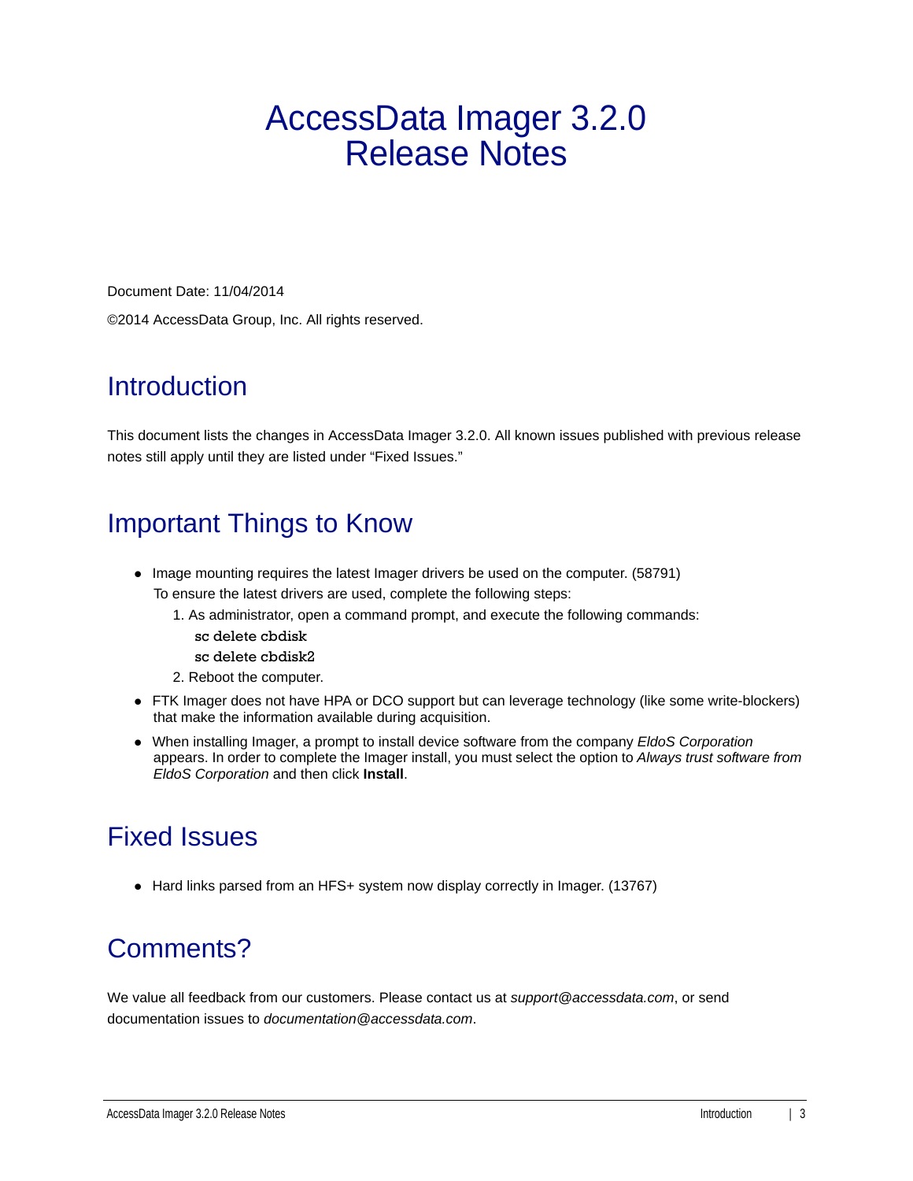# AccessData Imager 3.2.0 Release Notes

Document Date: 11/04/2014

©2014 AccessData Group, Inc. All rights reserved.

## Introduction

This document lists the changes in AccessData Imager 3.2.0. All known issues published with previous release notes still apply until they are listed under "Fixed Issues."

## Important Things to Know

- Image mounting requires the latest Imager drivers be used on the computer. (58791)
  To ensure the latest drivers are used, complete the following steps:
  1. As administrator, open a command prompt, and execute the following commands:
     ```
     sc delete cbdisk
     sc delete cbdisk2
     ```
  2. Reboot the computer.
- FTK Imager does not have HPA or DCO support but can leverage technology (like some write-blockers) that make the information available during acquisition.
- When installing Imager, a prompt to install device software from the company *EldoS Corporation* appears. In order to complete the Imager install, you must select the option to *Always trust software from EldoS Corporation* and then click **Install**.

## Fixed Issues

- Hard links parsed from an HFS+ system now display correctly in Imager. (13767)

## Comments?

We value all feedback from our customers. Please contact us at *support@accessdata.com*, or send documentation issues to *documentation@accessdata.com*.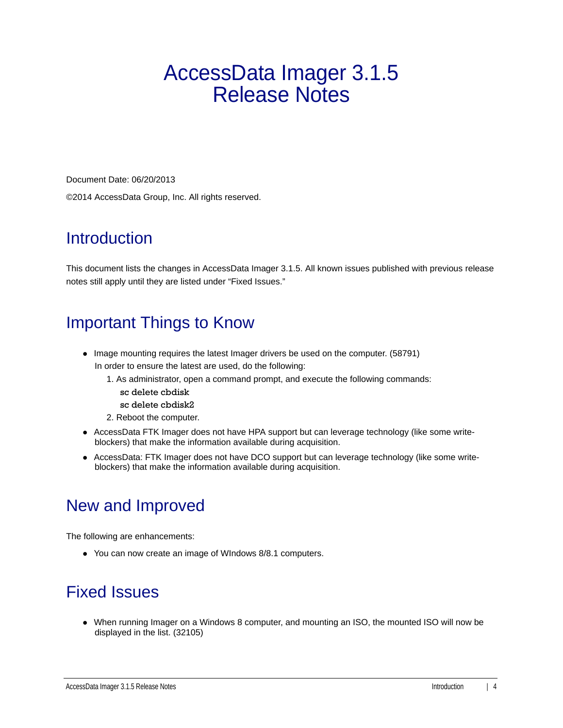# AccessData Imager 3.1.5 Release Notes

Document Date: 06/20/2013

©2014 AccessData Group, Inc. All rights reserved.

## Introduction

This document lists the changes in AccessData Imager 3.1.5. All known issues published with previous release notes still apply until they are listed under "Fixed Issues."

## Important Things to Know

- Image mounting requires the latest Imager drivers be used on the computer. (58791)
  In order to ensure the latest are used, do the following:
  1. As administrator, open a command prompt, and execute the following commands:
     sc delete cbdisk
     sc delete cbdisk2
  2. Reboot the computer.
- AccessData FTK Imager does not have HPA support but can leverage technology (like some write-blockers) that make the information available during acquisition.
- AccessData: FTK Imager does not have DCO support but can leverage technology (like some write-blockers) that make the information available during acquisition.

## New and Improved

The following are enhancements:

- You can now create an image of WIndows 8/8.1 computers.

## Fixed Issues

- When running Imager on a Windows 8 computer, and mounting an ISO, the mounted ISO will now be displayed in the list. (32105)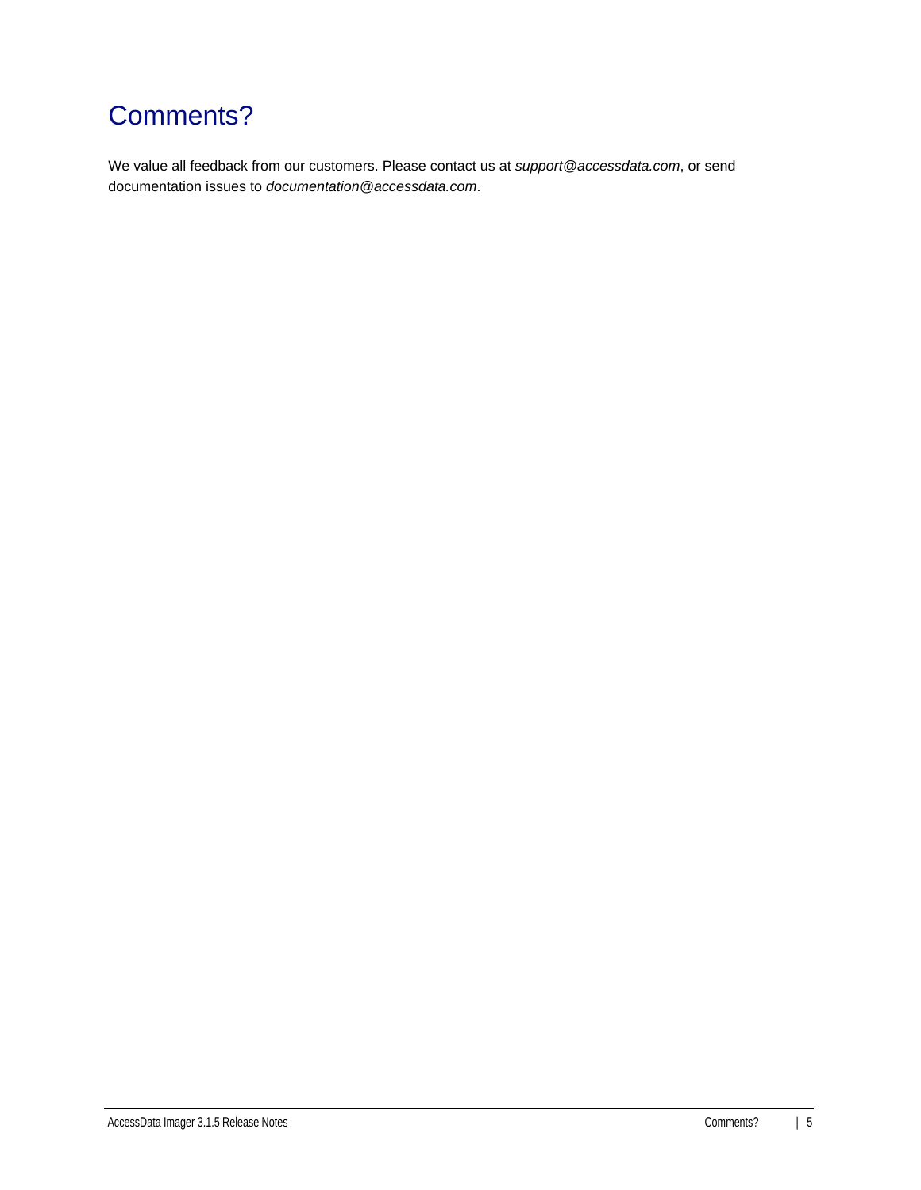# Comments?

We value all feedback from our customers. Please contact us at *support@accessdata.com*, or send documentation issues to *documentation@accessdata.com*.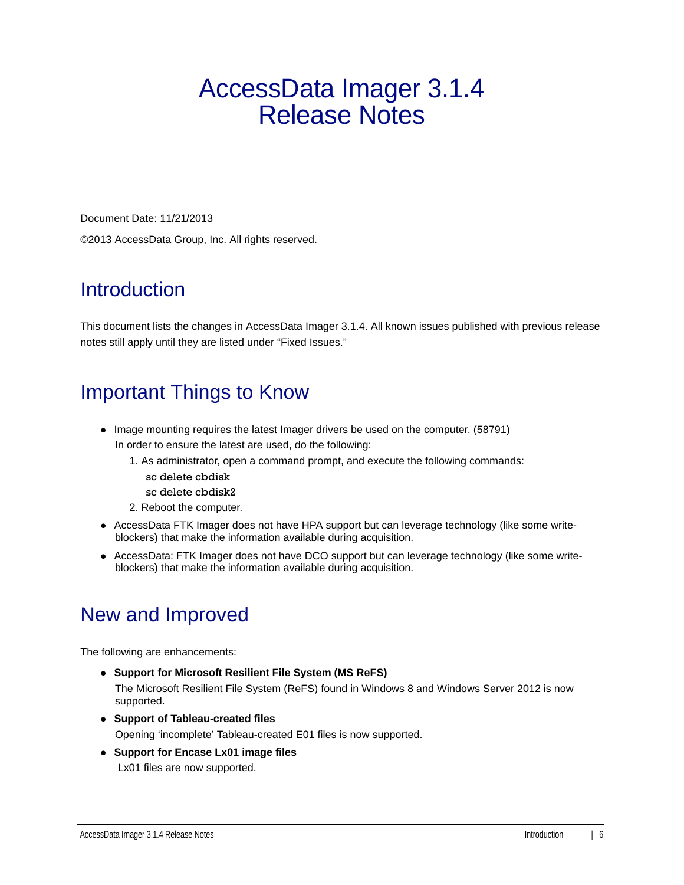# AccessData Imager 3.1.4 Release Notes

Document Date: 11/21/2013

©2013 AccessData Group, Inc. All rights reserved.

## Introduction

This document lists the changes in AccessData Imager 3.1.4. All known issues published with previous release notes still apply until they are listed under "Fixed Issues."

## Important Things to Know

- Image mounting requires the latest Imager drivers be used on the computer. (58791)
  In order to ensure the latest are used, do the following:
  1. As administrator, open a command prompt, and execute the following commands:
     ```
     sc delete cbdisk
     sc delete cbdisk2
     ```
  2. Reboot the computer.
- AccessData FTK Imager does not have HPA support but can leverage technology (like some write-blockers) that make the information available during acquisition.
- AccessData: FTK Imager does not have DCO support but can leverage technology (like some write-blockers) that make the information available during acquisition.

## New and Improved

The following are enhancements:

- **Support for Microsoft Resilient File System (MS ReFS)**
  The Microsoft Resilient File System (ReFS) found in Windows 8 and Windows Server 2012 is now supported.
- **Support of Tableau-created files**
  Opening 'incomplete' Tableau-created E01 files is now supported.
- **Support for Encase Lx01 image files**
  Lx01 files are now supported.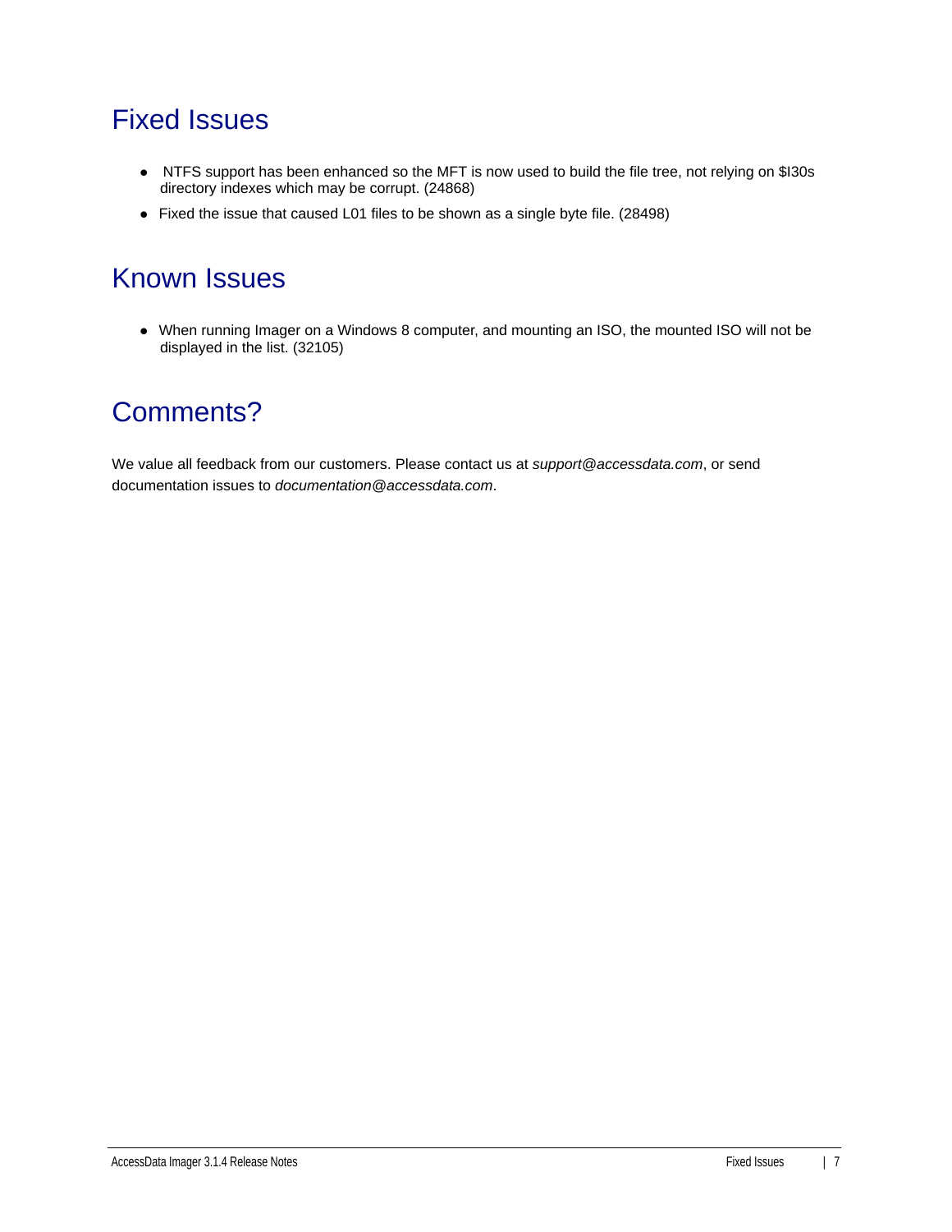## Fixed Issues

- NTFS support has been enhanced so the MFT is now used to build the file tree, not relying on $I30s directory indexes which may be corrupt. (24868)
- Fixed the issue that caused L01 files to be shown as a single byte file. (28498)

## Known Issues

- When running Imager on a Windows 8 computer, and mounting an ISO, the mounted ISO will not be displayed in the list. (32105)

## Comments?

We value all feedback from our customers. Please contact us at *support@accessdata.com*, or send documentation issues to *documentation@accessdata.com*.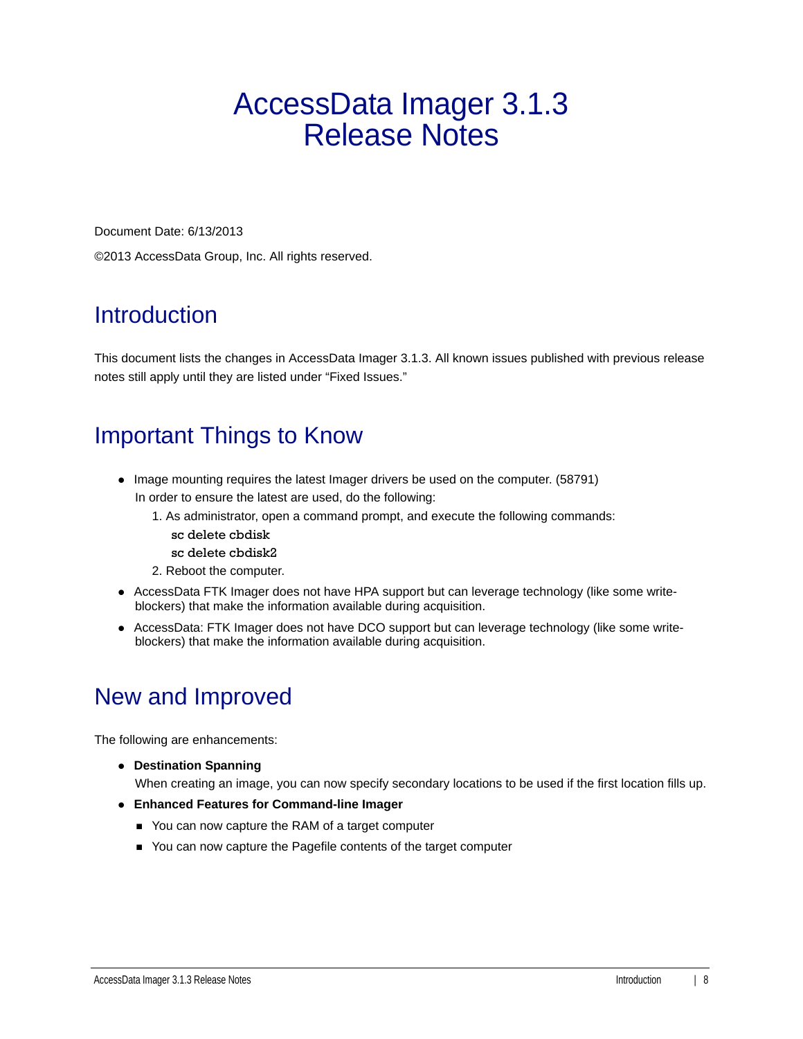# AccessData Imager 3.1.3 Release Notes

Document Date: 6/13/2013

©2013 AccessData Group, Inc. All rights reserved.

## Introduction

This document lists the changes in AccessData Imager 3.1.3. All known issues published with previous release notes still apply until they are listed under "Fixed Issues."

## Important Things to Know

- Image mounting requires the latest Imager drivers be used on the computer. (58791) In order to ensure the latest are used, do the following:
  1. As administrator, open a command prompt, and execute the following commands:
     ```
     sc delete cbdisk
     sc delete cbdisk2
     ```
  2. Reboot the computer.
- AccessData FTK Imager does not have HPA support but can leverage technology (like some write-blockers) that make the information available during acquisition.
- AccessData: FTK Imager does not have DCO support but can leverage technology (like some write-blockers) that make the information available during acquisition.

## New and Improved

The following are enhancements:

- **Destination Spanning**
  When creating an image, you can now specify secondary locations to be used if the first location fills up.
- **Enhanced Features for Command-line Imager**
  - You can now capture the RAM of a target computer
  - You can now capture the Pagefile contents of the target computer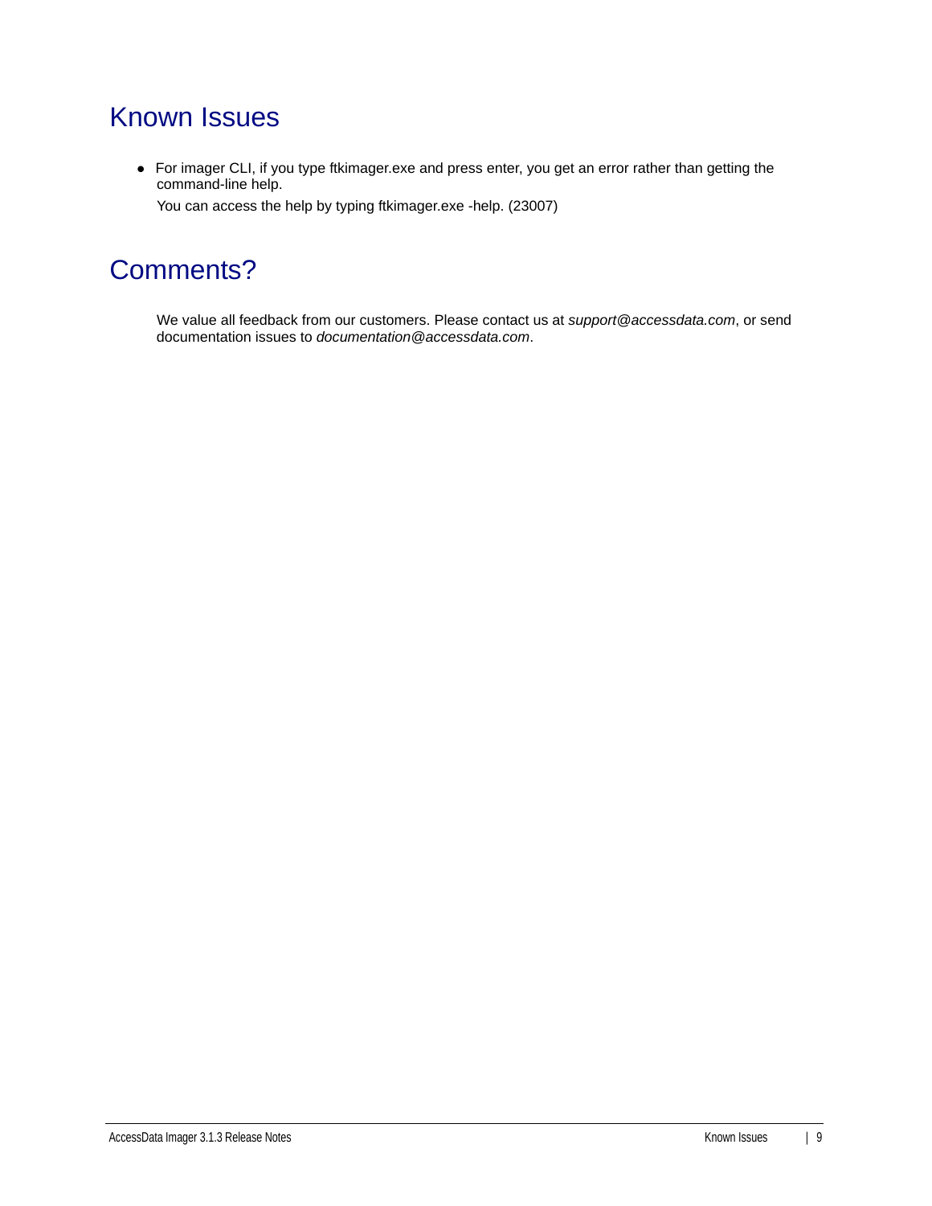# Known Issues

- For imager CLI, if you type ftkimager.exe and press enter, you get an error rather than getting the command-line help.

  You can access the help by typing ftkimager.exe -help. (23007)

# Comments?

We value all feedback from our customers. Please contact us at *support@accessdata.com*, or send documentation issues to *documentation@accessdata.com*.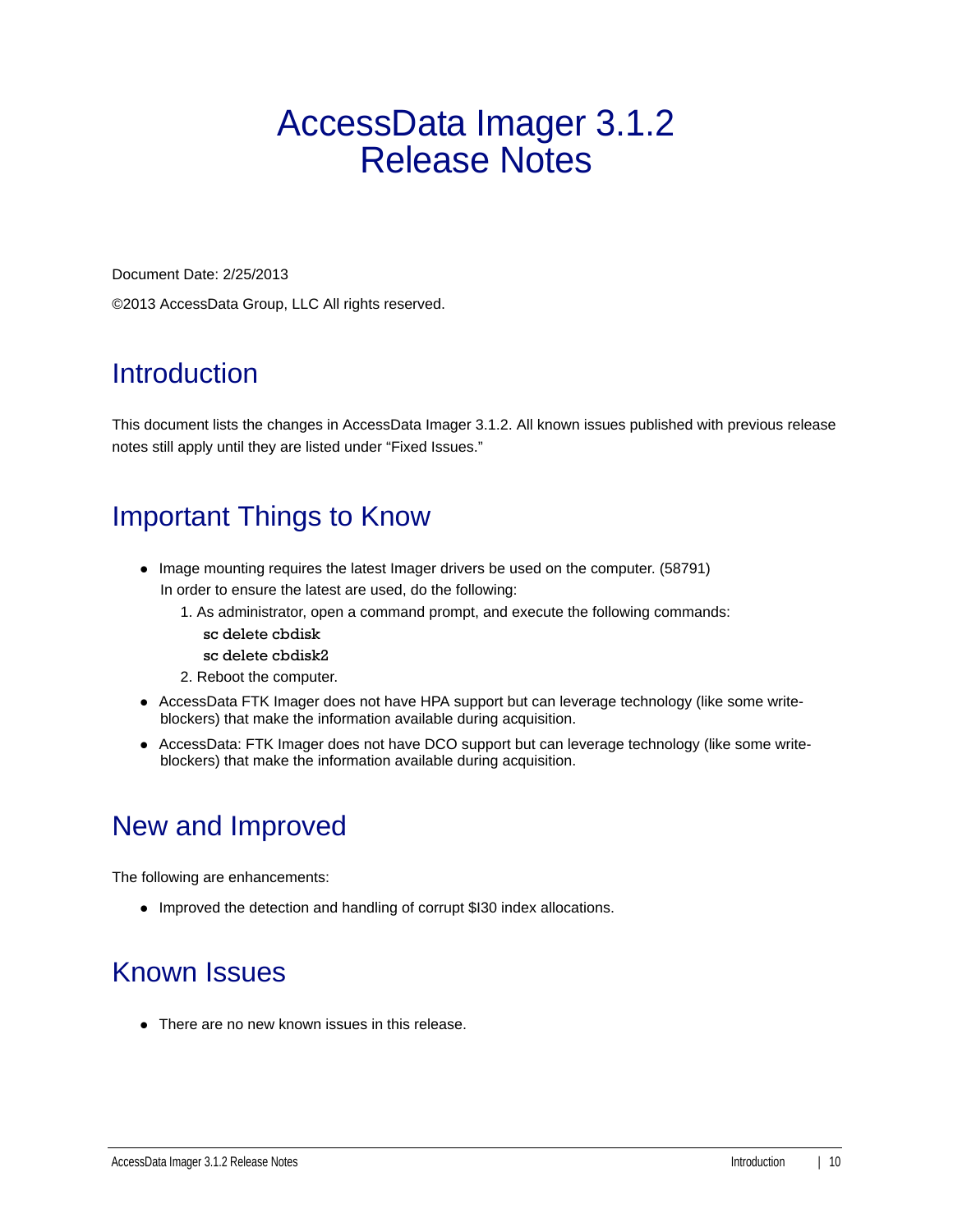# AccessData Imager 3.1.2 Release Notes

Document Date: 2/25/2013

©2013 AccessData Group, LLC All rights reserved.

## Introduction

This document lists the changes in AccessData Imager 3.1.2. All known issues published with previous release notes still apply until they are listed under "Fixed Issues."

## Important Things to Know

- Image mounting requires the latest Imager drivers be used on the computer. (58791)
  In order to ensure the latest are used, do the following:
  1. As administrator, open a command prompt, and execute the following commands:
     ```
     sc delete cbdisk
     sc delete cbdisk2
     ```
  2. Reboot the computer.
- AccessData FTK Imager does not have HPA support but can leverage technology (like some write-blockers) that make the information available during acquisition.
- AccessData: FTK Imager does not have DCO support but can leverage technology (like some write-blockers) that make the information available during acquisition.

## New and Improved

The following are enhancements:

- Improved the detection and handling of corrupt $I30 index allocations.

## Known Issues

- There are no new known issues in this release.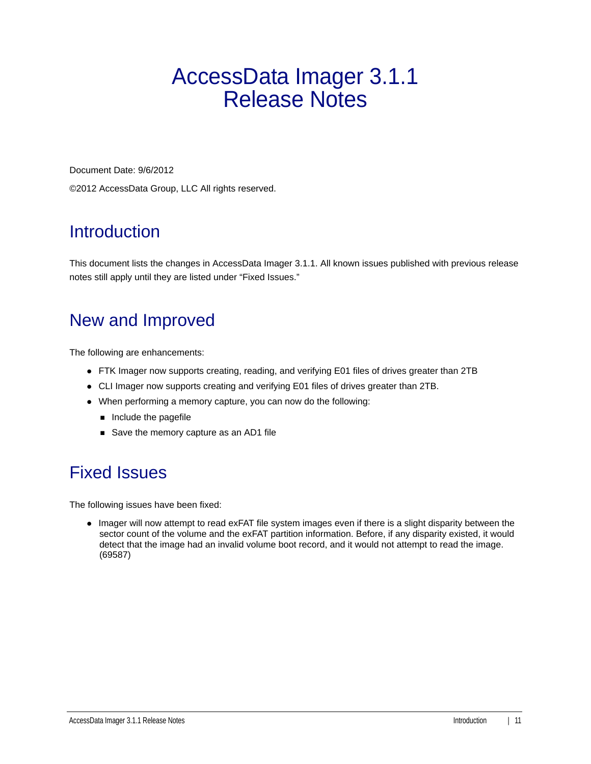# AccessData Imager 3.1.1 Release Notes

Document Date: 9/6/2012

©2012 AccessData Group, LLC All rights reserved.

## Introduction

This document lists the changes in AccessData Imager 3.1.1. All known issues published with previous release notes still apply until they are listed under "Fixed Issues."

## New and Improved

The following are enhancements:

- FTK Imager now supports creating, reading, and verifying E01 files of drives greater than 2TB
- CLI Imager now supports creating and verifying E01 files of drives greater than 2TB.
- When performing a memory capture, you can now do the following:
  - Include the pagefile
  - Save the memory capture as an AD1 file

## Fixed Issues

The following issues have been fixed:

- Imager will now attempt to read exFAT file system images even if there is a slight disparity between the sector count of the volume and the exFAT partition information. Before, if any disparity existed, it would detect that the image had an invalid volume boot record, and it would not attempt to read the image. (69587)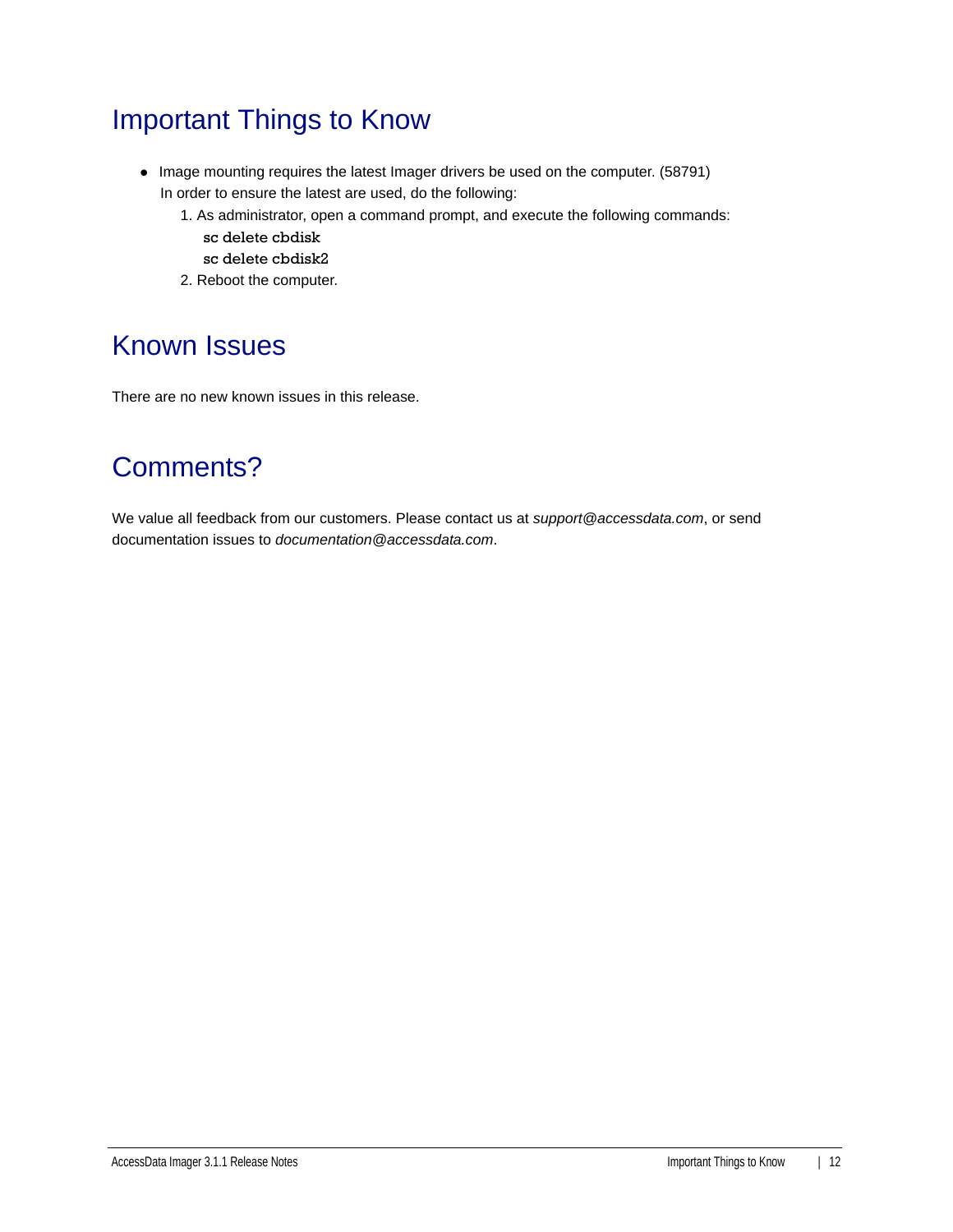## Important Things to Know

- Image mounting requires the latest Imager drivers be used on the computer. (58791)
  In order to ensure the latest are used, do the following:
  1. As administrator, open a command prompt, and execute the following commands:
     **sc delete cbdisk**
     **sc delete cbdisk2**
  2. Reboot the computer.

## Known Issues

There are no new known issues in this release.

## Comments?

We value all feedback from our customers. Please contact us at *support@accessdata.com*, or send documentation issues to *documentation@accessdata.com*.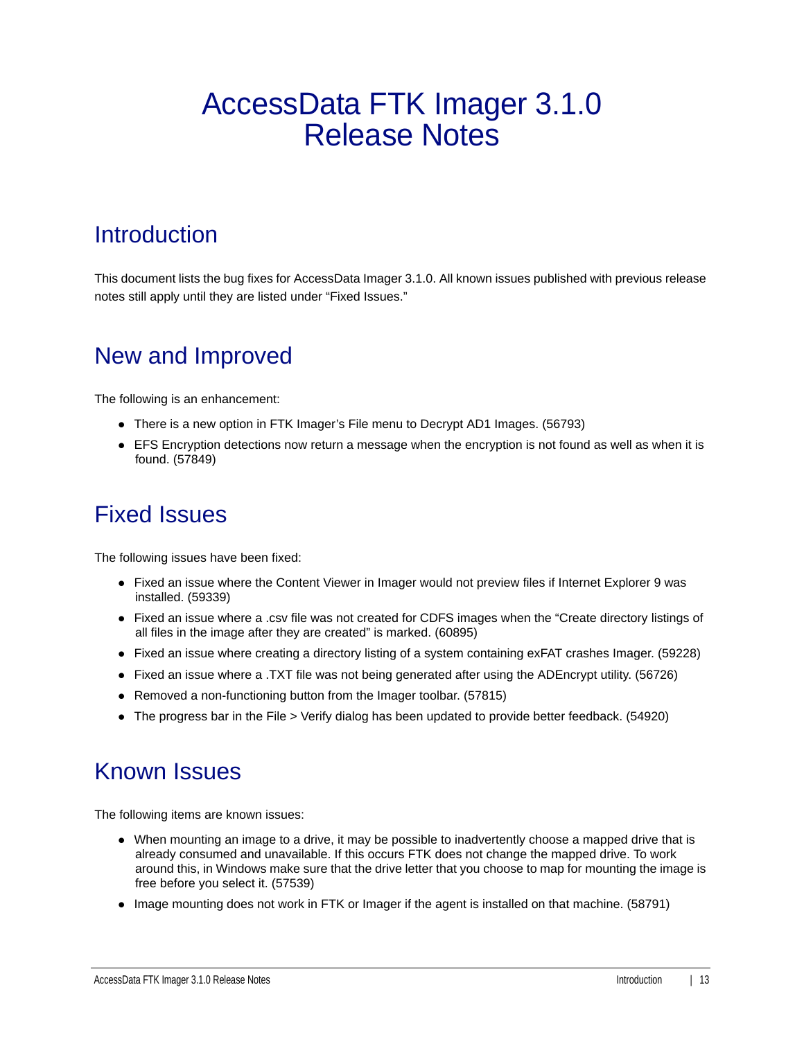# AccessData FTK Imager 3.1.0 Release Notes

## Introduction

This document lists the bug fixes for AccessData Imager 3.1.0. All known issues published with previous release notes still apply until they are listed under "Fixed Issues."

## New and Improved

The following is an enhancement:

- There is a new option in FTK Imager's File menu to Decrypt AD1 Images. (56793)
- EFS Encryption detections now return a message when the encryption is not found as well as when it is found. (57849)

## Fixed Issues

The following issues have been fixed:

- Fixed an issue where the Content Viewer in Imager would not preview files if Internet Explorer 9 was installed. (59339)
- Fixed an issue where a .csv file was not created for CDFS images when the "Create directory listings of all files in the image after they are created" is marked. (60895)
- Fixed an issue where creating a directory listing of a system containing exFAT crashes Imager. (59228)
- Fixed an issue where a .TXT file was not being generated after using the ADEncrypt utility. (56726)
- Removed a non-functioning button from the Imager toolbar. (57815)
- The progress bar in the File > Verify dialog has been updated to provide better feedback. (54920)

## Known Issues

The following items are known issues:

- When mounting an image to a drive, it may be possible to inadvertently choose a mapped drive that is already consumed and unavailable. If this occurs FTK does not change the mapped drive. To work around this, in Windows make sure that the drive letter that you choose to map for mounting the image is free before you select it. (57539)
- Image mounting does not work in FTK or Imager if the agent is installed on that machine. (58791)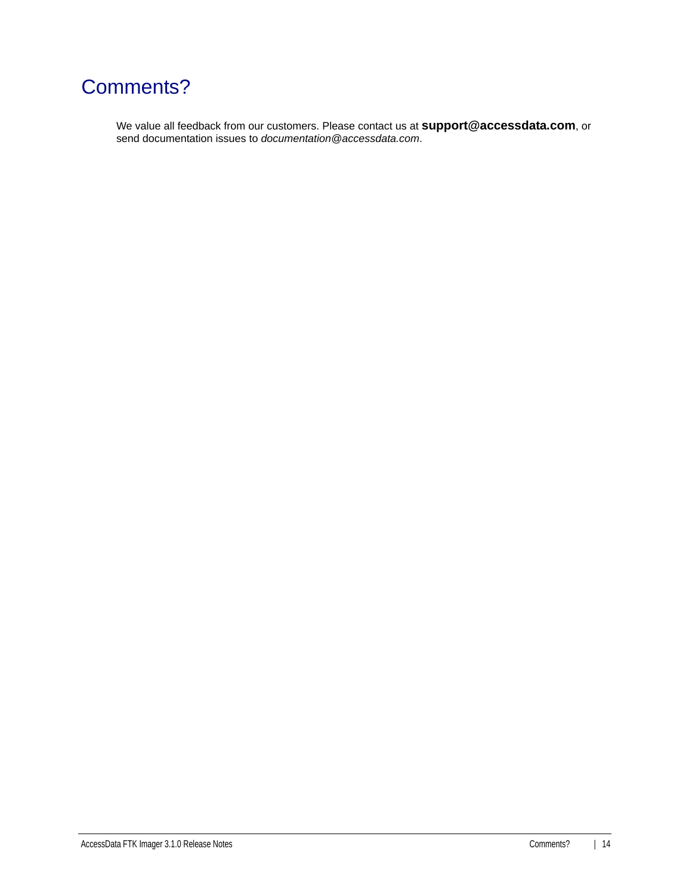# Comments?

We value all feedback from our customers. Please contact us at **support@accessdata.com**, or send documentation issues to *documentation@accessdata.com*.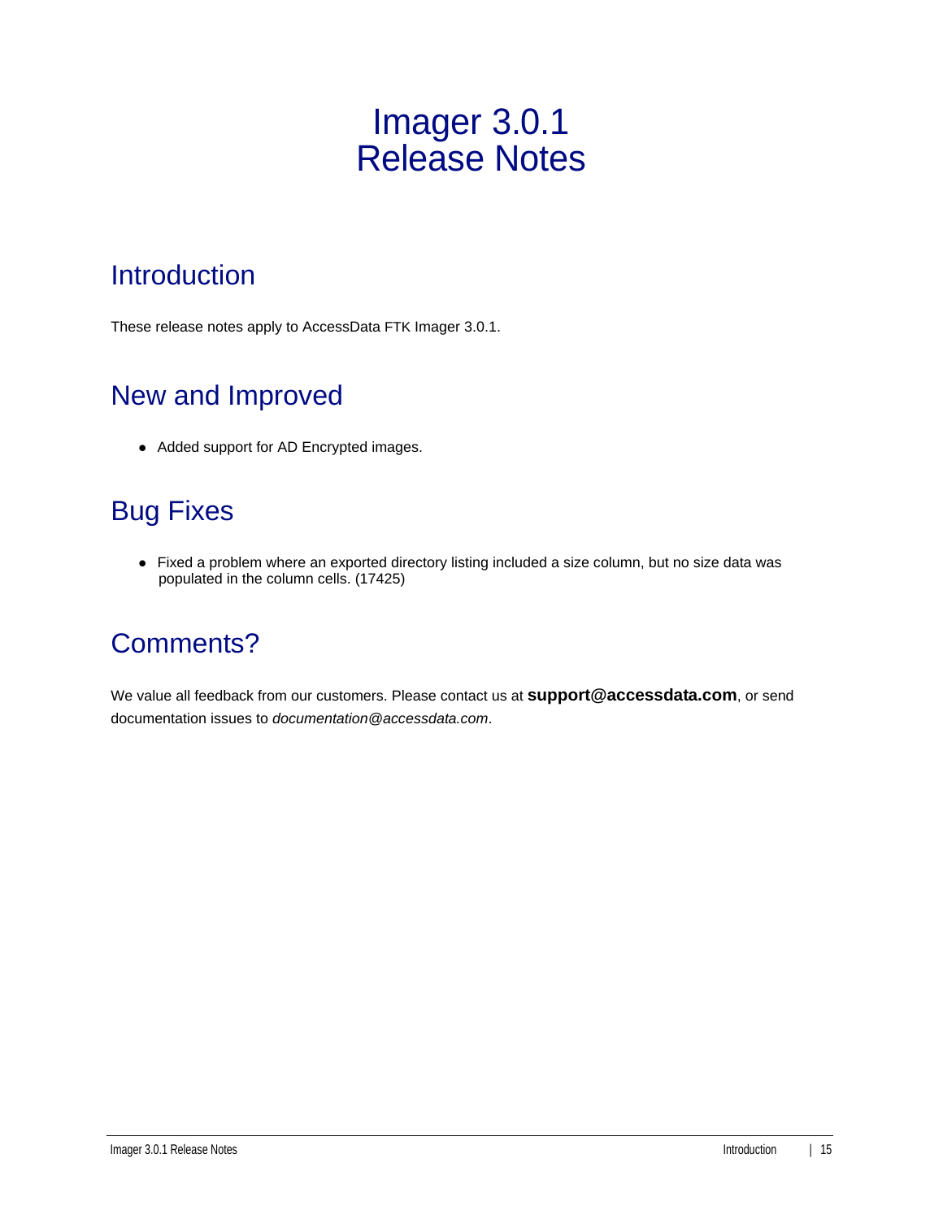# Imager 3.0.1 Release Notes

## Introduction

These release notes apply to AccessData FTK Imager 3.0.1.

## New and Improved

- Added support for AD Encrypted images.

## Bug Fixes

- Fixed a problem where an exported directory listing included a size column, but no size data was populated in the column cells. (17425)

## Comments?

We value all feedback from our customers. Please contact us at **support@accessdata.com**, or send documentation issues to *documentation@accessdata.com*.